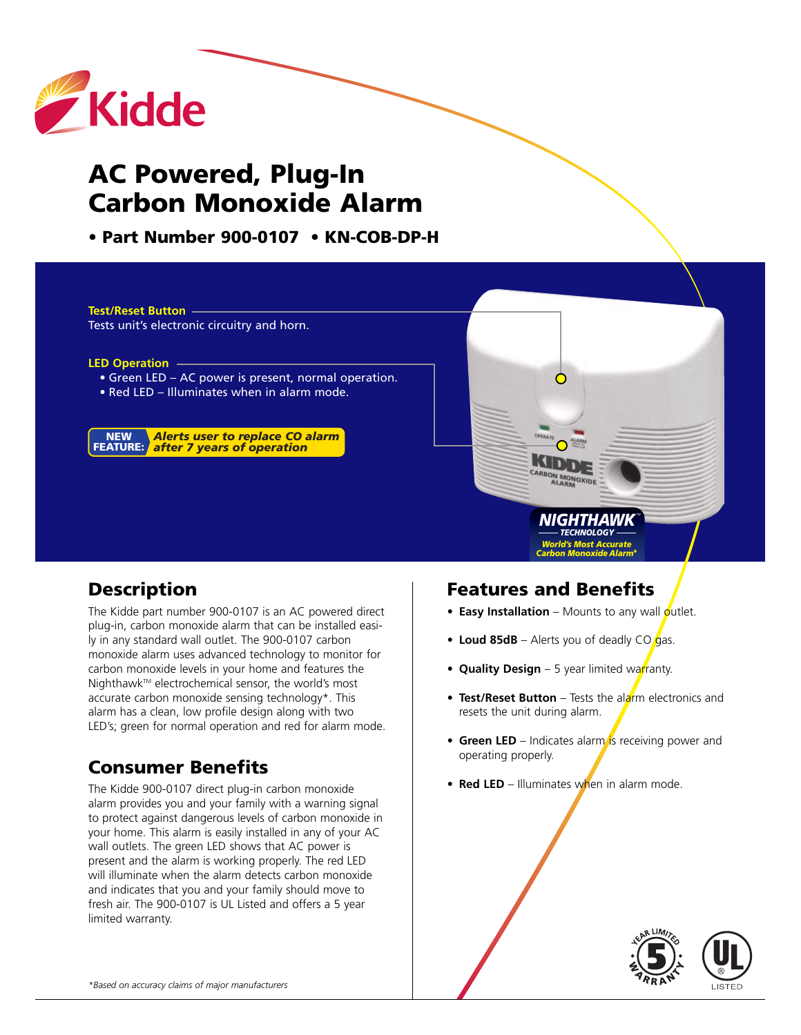# AC Powered, Plug-In Carbon Monoxide Alarm

**• Part Number 900-0107 • KN-COB-DP-H**

**Test/Reset Button**
Tests unit's electronic circuitry and horn.

**LED Operation**
- Green LED – AC power is present, normal operation.
- Red LED – Illuminates when in alarm mode.

**NEW FEATURE:** ***Alerts user to replace CO alarm after 7 years of operation***

***NIGHTHAWK™ TECHNOLOGY***
***World's Most Accurate Carbon Monoxide Alarm****

## Description

The Kidde part number 900-0107 is an AC powered direct plug-in, carbon monoxide alarm that can be installed easily in any standard wall outlet. The 900-0107 carbon monoxide alarm uses advanced technology to monitor for carbon monoxide levels in your home and features the Nighthawk™ electrochemical sensor, the world's most accurate carbon monoxide sensing technology*. This alarm has a clean, low profile design along with two LED's; green for normal operation and red for alarm mode.

## Consumer Benefits

The Kidde 900-0107 direct plug-in carbon monoxide alarm provides you and your family with a warning signal to protect against dangerous levels of carbon monoxide in your home. This alarm is easily installed in any of your AC wall outlets. The green LED shows that AC power is present and the alarm is working properly. The red LED will illuminate when the alarm detects carbon monoxide and indicates that you and your family should move to fresh air. The 900-0107 is UL Listed and offers a 5 year limited warranty.

## Features and Benefits

- **Easy Installation** – Mounts to any wall outlet.
- **Loud 85dB** – Alerts you of deadly CO gas.
- **Quality Design** – 5 year limited warranty.
- **Test/Reset Button** – Tests the alarm electronics and resets the unit during alarm.
- **Green LED** – Indicates alarm is receiving power and operating properly.
- **Red LED** – Illuminates when in alarm mode.

*Based on accuracy claims of major manufacturers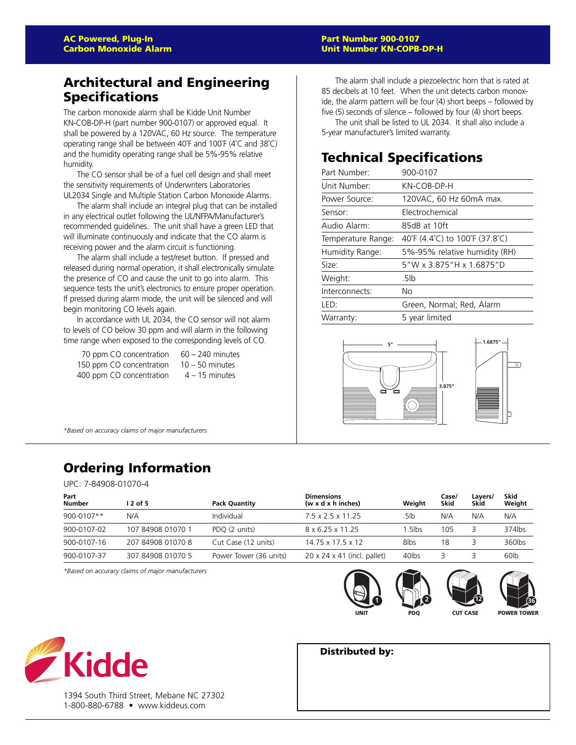**AC Powered, Plug-In**
**Carbon Monoxide Alarm**

**Part Number 900-0107**
**Unit Number KN-COPB-DP-H**

## Architectural and Engineering Specifications

The carbon monoxide alarm shall be Kidde Unit Number KN-COB-DP-H (part number 900-0107) or approved equal. It shall be powered by a 120VAC, 60 Hz source. The temperature operating range shall be between 40˚F and 100˚F (4˚C and 38˚C) and the humidity operating range shall be 5%-95% relative humidity.

The CO sensor shall be of a fuel cell design and shall meet the sensitivity requirements of Underwriters Laboratories UL2034 Single and Multiple Station Carbon Monoxide Alarms.

The alarm shall include an integral plug that can be installed in any electrical outlet following the UL/NFPA/Manufacturer's recommended guidelines. The unit shall have a green LED that will illuminate continuously and indicate that the CO alarm is receiving power and the alarm circuit is functioning.

The alarm shall include a test/reset button. If pressed and released during normal operation, it shall electronically simulate the presence of CO and cause the unit to go into alarm. This sequence tests the unit's electronics to ensure proper operation. If pressed during alarm mode, the unit will be silenced and will begin monitoring CO levels again.

In accordance with UL 2034, the CO sensor will not alarm to levels of CO below 30 ppm and will alarm in the following time range when exposed to the corresponding levels of CO.

| | |
|---|---|
| 70 ppm CO concentration | 60 – 240 minutes |
| 150 ppm CO concentration | 10 – 50 minutes |
| 400 ppm CO concentration | 4 – 15 minutes |

*Based on accuracy claims of major manufacturers*

The alarm shall include a piezoelectric horn that is rated at 85 decibels at 10 feet. When the unit detects carbon monoxide, the alarm pattern will be four (4) short beeps – followed by five (5) seconds of silence – followed by four (4) short beeps.

The unit shall be listed to UL 2034. It shall also include a 5-year manufacturer's limited warranty.

## Technical Specifications

| | |
|---|---|
| Part Number: | 900-0107 |
| Unit Number: | KN-COB-DP-H |
| Power Source: | 120VAC, 60 Hz 60mA max. |
| Sensor: | Electrochemical |
| Audio Alarm: | 85dB at 10ft |
| Temperature Range: | 40˚F (4.4˚C) to 100˚F (37.8˚C) |
| Humidity Range: | 5%-95% relative humidity (RH) |
| Size: | 5"W x 3.875"H x 1.6875"D |
| Weight: | .5lb |
| Interconnects: | No |
| LED: | Green, Normal; Red, Alarm |
| Warranty: | 5 year limited |

5"
3.875"
1.6875"

## Ordering Information

UPC: 7-84908-01070-4

| Part Number | I 2 of 5 | Pack Quantity | Dimensions (w x d x h inches) | Weight | Case/ Skid | Layers/ Skid | Skid Weight |
|---|---|---|---|---|---|---|---|
| 900-0107** | N/A | Individual | 7.5 x 2.5 x 11.25 | .5lb | N/A | N/A | N/A |
| 900-0107-02 | 107 84908 01070 1 | PDQ (2 units) | 8 x 6.25 x 11.25 | 1.5lbs | 105 | 3 | 374lbs |
| 900-0107-16 | 207 84908 01070 8 | Cut Case (12 units) | 14.75 x 17.5 x 12 | 8lbs | 18 | 3 | 360lbs |
| 900-0107-37 | 307 84908 01070 5 | Power Tower (36 units) | 20 x 24 x 41 (incl. pallet) | 40lbs | 3 | 3 | 60lb |

*Based on accuracy claims of major manufacturers*

UNIT 1 PDQ 2 CUT CASE 12 POWER TOWER 36

Kidde

1394 South Third Street, Mebane NC 27302
1-800-880-6788 • www.kiddeus.com

**Distributed by:**